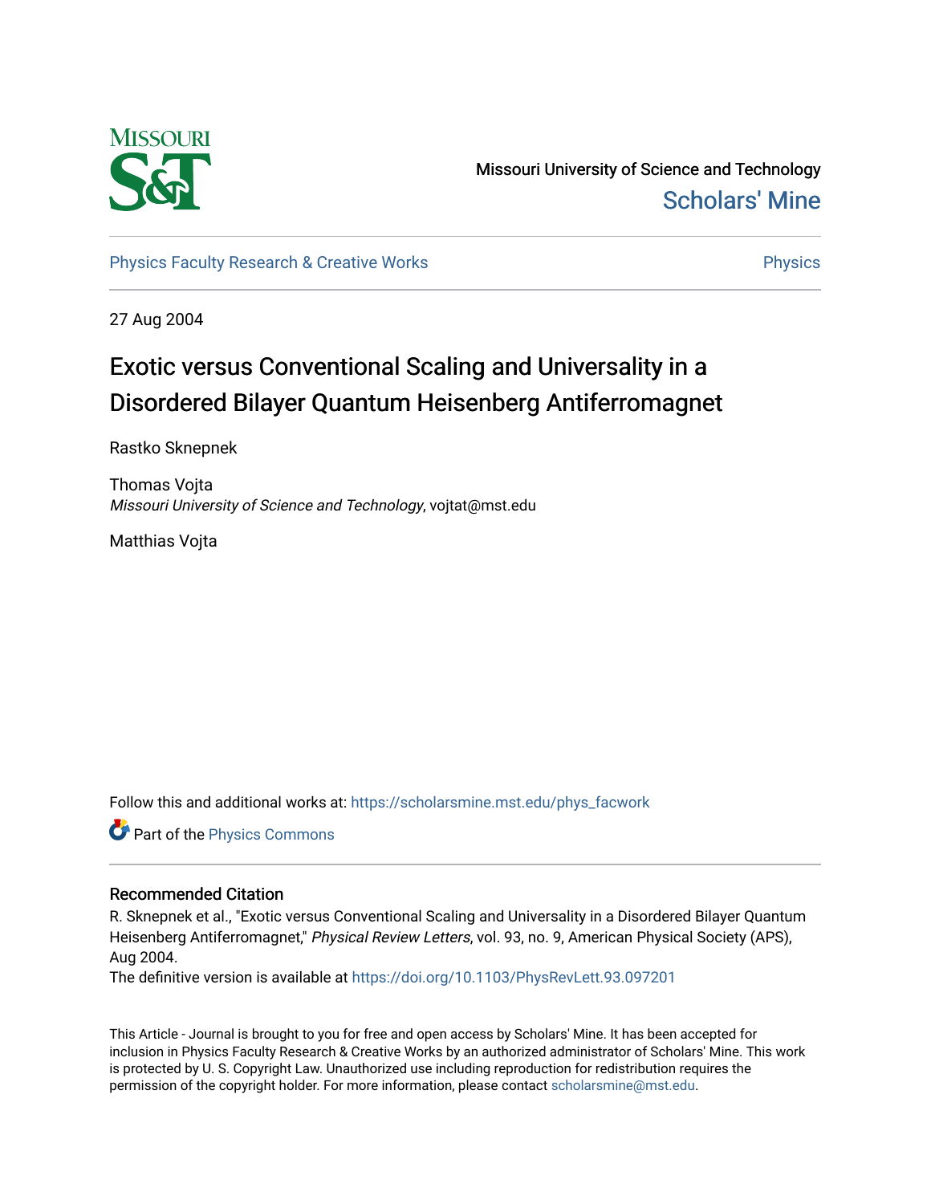Missouri University of Science and Technology

Scholars' Mine

Physics Faculty Research & Creative Works

Physics

27 Aug 2004

# Exotic versus Conventional Scaling and Universality in a Disordered Bilayer Quantum Heisenberg Antiferromagnet

Rastko Sknepnek

Thomas Vojta
*Missouri University of Science and Technology*, vojtat@mst.edu

Matthias Vojta

Follow this and additional works at: https://scholarsmine.mst.edu/phys_facwork

Part of the Physics Commons

## Recommended Citation

R. Sknepnek et al., "Exotic versus Conventional Scaling and Universality in a Disordered Bilayer Quantum Heisenberg Antiferromagnet," *Physical Review Letters*, vol. 93, no. 9, American Physical Society (APS), Aug 2004.

The definitive version is available at https://doi.org/10.1103/PhysRevLett.93.097201

This Article - Journal is brought to you for free and open access by Scholars' Mine. It has been accepted for inclusion in Physics Faculty Research & Creative Works by an authorized administrator of Scholars' Mine. This work is protected by U. S. Copyright Law. Unauthorized use including reproduction for redistribution requires the permission of the copyright holder. For more information, please contact scholarsmine@mst.edu.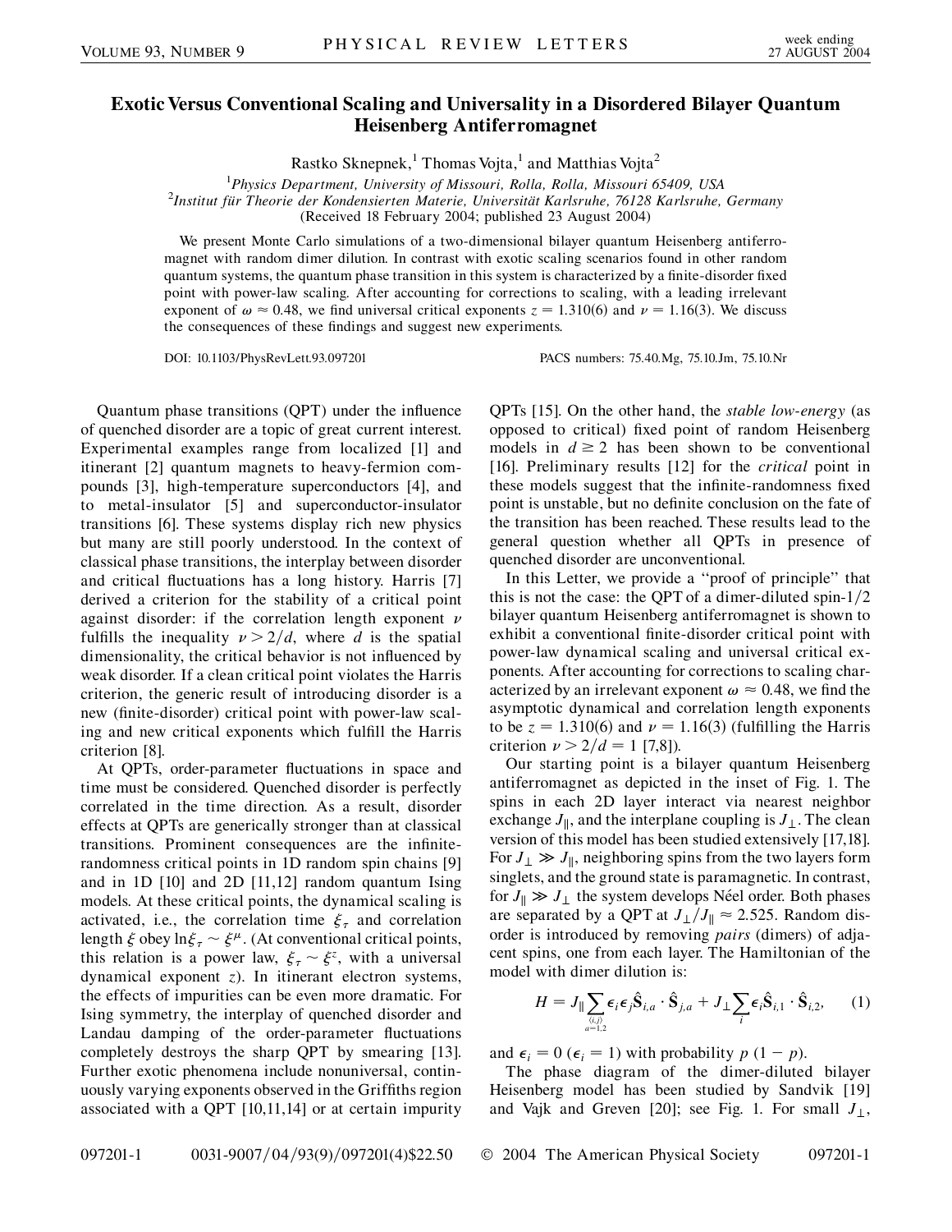# Exotic Versus Conventional Scaling and Universality in a Disordered Bilayer Quantum Heisenberg Antiferromagnet

Rastko Sknepnek,[1] Thomas Vojta,[1] and Matthias Vojta[2]

[1]*Physics Department, University of Missouri, Rolla, Rolla, Missouri 65409, USA*
[2]*Institut für Theorie der Kondensierten Materie, Universität Karlsruhe, 76128 Karlsruhe, Germany*
(Received 18 February 2004; published 23 August 2004)

We present Monte Carlo simulations of a two-dimensional bilayer quantum Heisenberg antiferromagnet with random dimer dilution. In contrast with exotic scaling scenarios found in other random quantum systems, the quantum phase transition in this system is characterized by a finite-disorder fixed point with power-law scaling. After accounting for corrections to scaling, with a leading irrelevant exponent of $\omega \approx 0.48$, we find universal critical exponents $z = 1.310(6)$ and $\nu = 1.16(3)$. We discuss the consequences of these findings and suggest new experiments.

DOI: 10.1103/PhysRevLett.93.097201 PACS numbers: 75.40.Mg, 75.10.Jm, 75.10.Nr

Quantum phase transitions (QPT) under the influence of quenched disorder are a topic of great current interest. Experimental examples range from localized [1] and itinerant [2] quantum magnets to heavy-fermion compounds [3], high-temperature superconductors [4], and to metal-insulator [5] and superconductor-insulator transitions [6]. These systems display rich new physics but many are still poorly understood. In the context of classical phase transitions, the interplay between disorder and critical fluctuations has a long history. Harris [7] derived a criterion for the stability of a critical point against disorder: if the correlation length exponent $\nu$ fulfills the inequality $\nu > 2/d$, where $d$ is the spatial dimensionality, the critical behavior is not influenced by weak disorder. If a clean critical point violates the Harris criterion, the generic result of introducing disorder is a new (finite-disorder) critical point with power-law scaling and new critical exponents which fulfill the Harris criterion [8].

At QPTs, order-parameter fluctuations in space and time must be considered. Quenched disorder is perfectly correlated in the time direction. As a result, disorder effects at QPTs are generically stronger than at classical transitions. Prominent consequences are the infinite-randomness critical points in 1D random spin chains [9] and in 1D [10] and 2D [11,12] random quantum Ising models. At these critical points, the dynamical scaling is activated, i.e., the correlation time $\xi_\tau$ and correlation length $\xi$ obey $\ln \xi_\tau \sim \xi^\mu$. (At conventional critical points, this relation is a power law, $\xi_\tau \sim \xi^z$, with a universal dynamical exponent $z$). In itinerant electron systems, the effects of impurities can be even more dramatic. For Ising symmetry, the interplay of quenched disorder and Landau damping of the order-parameter fluctuations completely destroys the sharp QPT by smearing [13]. Further exotic phenomena include nonuniversal, continuously varying exponents observed in the Griffiths region associated with a QPT [10,11,14] or at certain impurity QPTs [15]. On the other hand, the *stable low-energy* (as opposed to critical) fixed point of random Heisenberg models in $d \geq 2$ has been shown to be conventional [16]. Preliminary results [12] for the *critical* point in these models suggest that the infinite-randomness fixed point is unstable, but no definite conclusion on the fate of the transition has been reached. These results lead to the general question whether all QPTs in presence of quenched disorder are unconventional.

In this Letter, we provide a "proof of principle" that this is not the case: the QPT of a dimer-diluted spin-1/2 bilayer quantum Heisenberg antiferromagnet is shown to exhibit a conventional finite-disorder critical point with power-law dynamical scaling and universal critical exponents. After accounting for corrections to scaling characterized by an irrelevant exponent $\omega \approx 0.48$, we find the asymptotic dynamical and correlation length exponents to be $z = 1.310(6)$ and $\nu = 1.16(3)$ (fulfilling the Harris criterion $\nu > 2/d = 1$ [7,8]).

Our starting point is a bilayer quantum Heisenberg antiferromagnet as depicted in the inset of Fig. 1. The spins in each 2D layer interact via nearest neighbor exchange $J_\parallel$, and the interplane coupling is $J_\perp$. The clean version of this model has been studied extensively [17,18]. For $J_\perp \gg J_\parallel$, neighboring spins from the two layers form singlets, and the ground state is paramagnetic. In contrast, for $J_\parallel \gg J_\perp$ the system develops Néel order. Both phases are separated by a QPT at $J_\perp / J_\parallel \approx 2.525$. Random disorder is introduced by removing *pairs* (dimers) of adjacent spins, one from each layer. The Hamiltonian of the model with dimer dilution is:

$$H = J_\parallel \sum_{\substack{\langle i,j \rangle \\ a=1,2}} \epsilon_i \epsilon_j \hat{\mathbf{S}}_{i,a} \cdot \hat{\mathbf{S}}_{j,a} + J_\perp \sum_i \epsilon_i \hat{\mathbf{S}}_{i,1} \cdot \hat{\mathbf{S}}_{i,2}, \quad (1)$$

and $\epsilon_i = 0$ ($\epsilon_i = 1$) with probability $p$ $(1 - p)$.

The phase diagram of the dimer-diluted bilayer Heisenberg model has been studied by Sandvik [19] and Vajk and Greven [20]; see Fig. 1. For small $J_\perp$,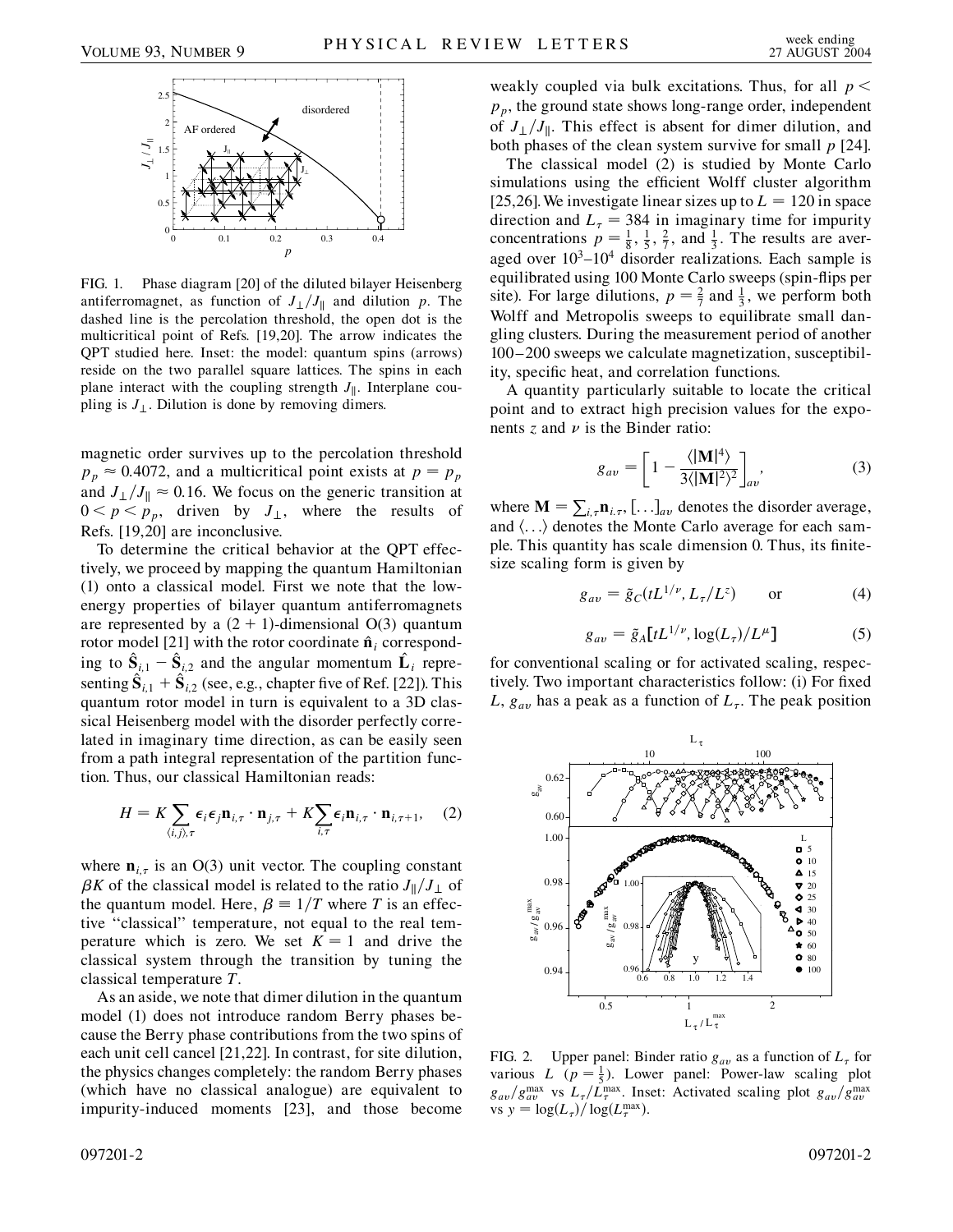FIG. 1. Phase diagram [20] of the diluted bilayer Heisenberg antiferromagnet, as function of $J_\perp/J_\parallel$ and dilution $p$. The dashed line is the percolation threshold, the open dot is the multicritical point of Refs. [19,20]. The arrow indicates the QPT studied here. Inset: the model: quantum spins (arrows) reside on the two parallel square lattices. The spins in each plane interact with the coupling strength $J_\parallel$. Interplane coupling is $J_\perp$. Dilution is done by removing dimers.

magnetic order survives up to the percolation threshold $p_p \approx 0.4072$, and a multicritical point exists at $p = p_p$ and $J_\perp/J_\parallel \approx 0.16$. We focus on the generic transition at $0 < p < p_p$, driven by $J_\perp$, where the results of Refs. [19,20] are inconclusive.

To determine the critical behavior at the QPT effectively, we proceed by mapping the quantum Hamiltonian (1) onto a classical model. First we note that the low-energy properties of bilayer quantum antiferromagnets are represented by a (2 + 1)-dimensional O(3) quantum rotor model [21] with the rotor coordinate $\hat{\mathbf{n}}_i$ corresponding to $\hat{\mathbf{S}}_{i,1} - \hat{\mathbf{S}}_{i,2}$ and the angular momentum $\hat{\mathbf{L}}_i$ representing $\hat{\mathbf{S}}_{i,1} + \hat{\mathbf{S}}_{i,2}$ (see, e.g., chapter five of Ref. [22]). This quantum rotor model in turn is equivalent to a 3D classical Heisenberg model with the disorder perfectly correlated in imaginary time direction, as can be easily seen from a path integral representation of the partition function. Thus, our classical Hamiltonian reads:

$$H = K \sum_{\langle i,j\rangle,\tau} \epsilon_i \epsilon_j \mathbf{n}_{i,\tau} \cdot \mathbf{n}_{j,\tau} + K \sum_{i,\tau} \epsilon_i \mathbf{n}_{i,\tau} \cdot \mathbf{n}_{i,\tau+1}, \quad (2)$$

where $\mathbf{n}_{i,\tau}$ is an O(3) unit vector. The coupling constant $\beta K$ of the classical model is related to the ratio $J_\parallel/J_\perp$ of the quantum model. Here, $\beta \equiv 1/T$ where $T$ is an effective "classical" temperature, not equal to the real temperature which is zero. We set $K = 1$ and drive the classical system through the transition by tuning the classical temperature $T$.

As an aside, we note that dimer dilution in the quantum model (1) does not introduce random Berry phases because the Berry phase contributions from the two spins of each unit cell cancel [21,22]. In contrast, for site dilution, the physics changes completely: the random Berry phases (which have no classical analogue) are equivalent to impurity-induced moments [23], and those become weakly coupled via bulk excitations. Thus, for all $p < p_p$, the ground state shows long-range order, independent of $J_\perp/J_\parallel$. This effect is absent for dimer dilution, and both phases of the clean system survive for small $p$ [24].

The classical model (2) is studied by Monte Carlo simulations using the efficient Wolff cluster algorithm [25,26]. We investigate linear sizes up to $L = 120$ in space direction and $L_\tau = 384$ in imaginary time for impurity concentrations $p = \frac{1}{8}, \frac{1}{5}, \frac{2}{7}$, and $\frac{1}{3}$. The results are averaged over $10^3$–$10^4$ disorder realizations. Each sample is equilibrated using 100 Monte Carlo sweeps (spin-flips per site). For large dilutions, $p = \frac{2}{7}$ and $\frac{1}{3}$, we perform both Wolff and Metropolis sweeps to equilibrate small dangling clusters. During the measurement period of another 100–200 sweeps we calculate magnetization, susceptibility, specific heat, and correlation functions.

A quantity particularly suitable to locate the critical point and to extract high precision values for the exponents $z$ and $\nu$ is the Binder ratio:

$$g_{av} = \left[1 - \frac{\langle |\mathbf{M}|^4 \rangle}{3\langle |\mathbf{M}|^2 \rangle^2}\right]_{av}, \quad (3)$$

where $\mathbf{M} = \sum_{i,\tau} \mathbf{n}_{i,\tau}$, $[\ldots]_{av}$ denotes the disorder average, and $\langle \ldots \rangle$ denotes the Monte Carlo average for each sample. This quantity has scale dimension 0. Thus, its finite-size scaling form is given by

$$g_{av} = \tilde{g}_C(tL^{1/\nu}, L_\tau/L^z) \qquad \text{or} \quad (4)$$

$$g_{av} = \tilde{g}_A[tL^{1/\nu}, \log(L_\tau)/L^\mu] \quad (5)$$

for conventional scaling or for activated scaling, respectively. Two important characteristics follow: (i) For fixed $L$, $g_{av}$ has a peak as a function of $L_\tau$. The peak position

FIG. 2. Upper panel: Binder ratio $g_{av}$ as a function of $L_\tau$ for various $L$ ($p = \frac{1}{5}$). Lower panel: Power-law scaling plot $g_{av}/g_{av}^{\max}$ vs $L_\tau/L_\tau^{\max}$. Inset: Activated scaling plot $g_{av}/g_{av}^{\max}$ vs $y = \log(L_\tau)/\log(L_\tau^{\max})$.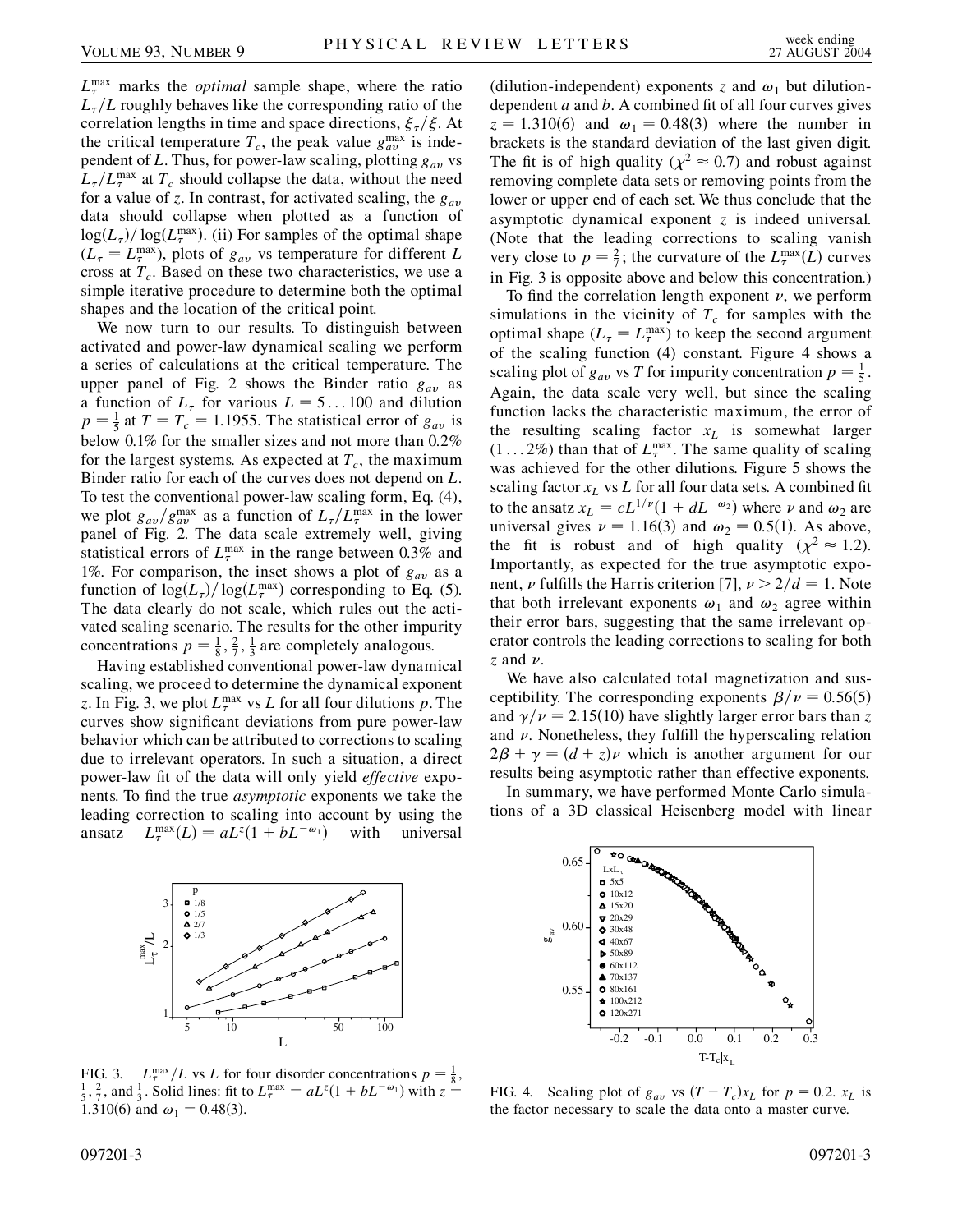$L_\tau^{max}$ marks the *optimal* sample shape, where the ratio $L_\tau/L$ roughly behaves like the corresponding ratio of the correlation lengths in time and space directions, $\xi_\tau/\xi$. At the critical temperature $T_c$, the peak value $g_{av}^{max}$ is independent of $L$. Thus, for power-law scaling, plotting $g_{av}$ vs $L_\tau/L_\tau^{max}$ at $T_c$ should collapse the data, without the need for a value of $z$. In contrast, for activated scaling, the $g_{av}$ data should collapse when plotted as a function of $\log(L_\tau)/\log(L_\tau^{max})$. (ii) For samples of the optimal shape ($L_\tau = L_\tau^{max}$), plots of $g_{av}$ vs temperature for different $L$ cross at $T_c$. Based on these two characteristics, we use a simple iterative procedure to determine both the optimal shapes and the location of the critical point.

We now turn to our results. To distinguish between activated and power-law dynamical scaling we perform a series of calculations at the critical temperature. The upper panel of Fig. 2 shows the Binder ratio $g_{av}$ as a function of $L_\tau$ for various $L = 5\ldots100$ and dilution $p = \frac{1}{5}$ at $T = T_c = 1.1955$. The statistical error of $g_{av}$ is below 0.1% for the smaller sizes and not more than 0.2% for the largest systems. As expected at $T_c$, the maximum Binder ratio for each of the curves does not depend on $L$. To test the conventional power-law scaling form, Eq. (4), we plot $g_{av}/g_{av}^{max}$ as a function of $L_\tau/L_\tau^{max}$ in the lower panel of Fig. 2. The data scale extremely well, giving statistical errors of $L_\tau^{max}$ in the range between 0.3% and 1%. For comparison, the inset shows a plot of $g_{av}$ as a function of $\log(L_\tau)/\log(L_\tau^{max})$ corresponding to Eq. (5). The data clearly do not scale, which rules out the activated scaling scenario. The results for the other impurity concentrations $p = \frac{1}{8}, \frac{2}{7}, \frac{1}{3}$ are completely analogous.

Having established conventional power-law dynamical scaling, we proceed to determine the dynamical exponent $z$. In Fig. 3, we plot $L_\tau^{max}$ vs $L$ for all four dilutions $p$. The curves show significant deviations from pure power-law behavior which can be attributed to corrections to scaling due to irrelevant operators. In such a situation, a direct power-law fit of the data will only yield *effective* exponents. To find the true *asymptotic* exponents we take the leading correction to scaling into account by using the ansatz $L_\tau^{max}(L) = aL^z(1 + bL^{-\omega_1})$ with universal (dilution-independent) exponents $z$ and $\omega_1$ but dilution-dependent $a$ and $b$. A combined fit of all four curves gives $z = 1.310(6)$ and $\omega_1 = 0.48(3)$ where the number in brackets is the standard deviation of the last given digit. The fit is of high quality ($\chi^2 \approx 0.7$) and robust against removing complete data sets or removing points from the lower or upper end of each set. We thus conclude that the asymptotic dynamical exponent $z$ is indeed universal. (Note that the leading corrections to scaling vanish very close to $p = \frac{2}{7}$; the curvature of the $L_\tau^{max}(L)$ curves in Fig. 3 is opposite above and below this concentration.)

To find the correlation length exponent $\nu$, we perform simulations in the vicinity of $T_c$ for samples with the optimal shape ($L_\tau = L_\tau^{max}$) to keep the second argument of the scaling function (4) constant. Figure 4 shows a scaling plot of $g_{av}$ vs $T$ for impurity concentration $p = \frac{1}{5}$. Again, the data scale very well, but since the scaling function lacks the characteristic maximum, the error of the resulting scaling factor $x_L$ is somewhat larger ($1\ldots2\%$) than that of $L_\tau^{max}$. The same quality of scaling was achieved for the other dilutions. Figure 5 shows the scaling factor $x_L$ vs $L$ for all four data sets. A combined fit to the ansatz $x_L = cL^{1/\nu}(1 + dL^{-\omega_2})$ where $\nu$ and $\omega_2$ are universal gives $\nu = 1.16(3)$ and $\omega_2 = 0.5(1)$. As above, the fit is robust and of high quality ($\chi^2 \approx 1.2$). Importantly, as expected for the true asymptotic exponent, $\nu$ fulfills the Harris criterion [7], $\nu > 2/d = 1$. Note that both irrelevant exponents $\omega_1$ and $\omega_2$ agree within their error bars, suggesting that the same irrelevant operator controls the leading corrections to scaling for both $z$ and $\nu$.

We have also calculated total magnetization and susceptibility. The corresponding exponents $\beta/\nu = 0.56(5)$ and $\gamma/\nu = 2.15(10)$ have slightly larger error bars than $z$ and $\nu$. Nonetheless, they fulfill the hyperscaling relation $2\beta + \gamma = (d + z)\nu$ which is another argument for our results being asymptotic rather than effective exponents.

In summary, we have performed Monte Carlo simulations of a 3D classical Heisenberg model with linear

FIG. 3. $L_\tau^{max}/L$ vs $L$ for four disorder concentrations $p = \frac{1}{8}, \frac{1}{5}, \frac{2}{7}$, and $\frac{1}{3}$. Solid lines: fit to $L_\tau^{max} = aL^z(1 + bL^{-\omega_1})$ with $z = 1.310(6)$ and $\omega_1 = 0.48(3)$.

FIG. 4. Scaling plot of $g_{av}$ vs $(T - T_c)x_L$ for $p = 0.2$. $x_L$ is the factor necessary to scale the data onto a master curve.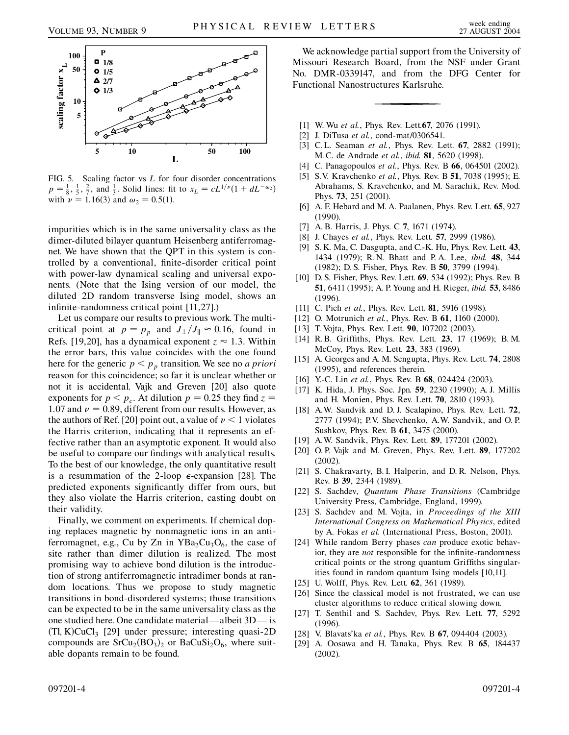P
1/8
1/5
2/7
1/3

scaling factor $x_L$

100
50
10
5

5
10
50
100

L

FIG. 5. Scaling factor vs $L$ for four disorder concentrations $p = \frac{1}{8}, \frac{1}{5}, \frac{2}{7}$, and $\frac{1}{3}$. Solid lines: fit to $x_L = cL^{1/\nu}(1 + dL^{-\omega_2})$ with $\nu = 1.16(3)$ and $\omega_2 = 0.5(1)$.

impurities which is in the same universality class as the dimer-diluted bilayer quantum Heisenberg antiferromagnet. We have shown that the QPT in this system is controlled by a conventional, finite-disorder critical point with power-law dynamical scaling and universal exponents. (Note that the Ising version of our model, the diluted 2D random transverse Ising model, shows an infinite-randomness critical point [11,27].)

Let us compare our results to previous work. The multicritical point at $p = p_p$ and $J_\perp/J_\parallel \approx 0.16$, found in Refs. [19,20], has a dynamical exponent $z \approx 1.3$. Within the error bars, this value coincides with the one found here for the generic $p < p_p$ transition. We see no *a priori* reason for this coincidence; so far it is unclear whether or not it is accidental. Vajk and Greven [20] also quote exponents for $p < p_c$. At dilution $p = 0.25$ they find $z = 1.07$ and $\nu = 0.89$, different from our results. However, as the authors of Ref. [20] point out, a value of $\nu < 1$ violates the Harris criterion, indicating that it represents an effective rather than an asymptotic exponent. It would also be useful to compare our findings with analytical results. To the best of our knowledge, the only quantitative result is a resummation of the 2-loop $\epsilon$-expansion [28]. The predicted exponents significantly differ from ours, but they also violate the Harris criterion, casting doubt on their validity.

Finally, we comment on experiments. If chemical doping replaces magnetic by nonmagnetic ions in an antiferromagnet, e.g., Cu by Zn in $YBa_2Cu_3O_6$, the case of site rather than dimer dilution is realized. The most promising way to achieve bond dilution is the introduction of strong antiferromagnetic intradimer bonds at random locations. Thus we propose to study magnetic transitions in bond-disordered systems; those transitions can be expected to be in the same universality class as the one studied here. One candidate material—albeit 3D—is $(Tl, K)CuCl_3$ [29] under pressure; interesting quasi-2D compounds are $SrCu_2(BO_3)_2$ or $BaCuSi_2O_6$, where suitable dopants remain to be found.

We acknowledge partial support from the University of Missouri Research Board, from the NSF under Grant No. DMR-0339147, and from the DFG Center for Functional Nanostructures Karlsruhe.

---

[1] W. Wu *et al.*, Phys. Rev. Lett.**67**, 2076 (1991).
[2] J. DiTusa *et al.*, cond-mat/0306541.
[3] C. L. Seaman *et al.*, Phys. Rev. Lett. **67**, 2882 (1991); M. C. de Andrade *et al.*, *ibid.* **81**, 5620 (1998).
[4] C. Panagopoulos *et al.*, Phys. Rev. B **66**, 064501 (2002).
[5] S. V. Kravchenko *et al.*, Phys. Rev. B **51**, 7038 (1995); E. Abrahams, S. Kravchenko, and M. Sarachik, Rev. Mod. Phys. **73**, 251 (2001).
[6] A. F. Hebard and M. A. Paalanen, Phys. Rev. Lett. **65**, 927 (1990).
[7] A. B. Harris, J. Phys. C **7**, 1671 (1974).
[8] J. Chayes *et al.*, Phys. Rev. Lett. **57**, 2999 (1986).
[9] S. K. Ma, C. Dasgupta, and C.-K. Hu, Phys. Rev. Lett. **43**, 1434 (1979); R. N. Bhatt and P. A. Lee, *ibid.* **48**, 344 (1982); D. S. Fisher, Phys. Rev. B **50**, 3799 (1994).
[10] D. S. Fisher, Phys. Rev. Lett. **69**, 534 (1992); Phys. Rev. B **51**, 6411 (1995); A. P. Young and H. Rieger, *ibid.* **53**, 8486 (1996).
[11] C. Pich *et al.*, Phys. Rev. Lett. **81**, 5916 (1998).
[12] O. Motrunich *et al.*, Phys. Rev. B **61**, 1160 (2000).
[13] T. Vojta, Phys. Rev. Lett. **90**, 107202 (2003).
[14] R. B. Griffiths, Phys. Rev. Lett. **23**, 17 (1969); B. M. McCoy, Phys. Rev. Lett. **23**, 383 (1969).
[15] A. Georges and A. M. Sengupta, Phys. Rev. Lett. **74**, 2808 (1995), and references therein.
[16] Y.-C. Lin *et al.*, Phys. Rev. B **68**, 024424 (2003).
[17] K. Hida, J. Phys. Soc. Jpn. **59**, 2230 (1990); A. J. Millis and H. Monien, Phys. Rev. Lett. **70**, 2810 (1993).
[18] A. W. Sandvik and D. J. Scalapino, Phys. Rev. Lett. **72**, 2777 (1994); P. V. Shevchenko, A. W. Sandvik, and O. P. Sushkov, Phys. Rev. B **61**, 3475 (2000).
[19] A. W. Sandvik, Phys. Rev. Lett. **89**, 177201 (2002).
[20] O. P. Vajk and M. Greven, Phys. Rev. Lett. **89**, 177202 (2002).
[21] S. Chakravarty, B. I. Halperin, and D. R. Nelson, Phys. Rev. B **39**, 2344 (1989).
[22] S. Sachdev, *Quantum Phase Transitions* (Cambridge University Press, Cambridge, England, 1999).
[23] S. Sachdev and M. Vojta, in *Proceedings of the XIII International Congress on Mathematical Physics*, edited by A. Fokas *et al.* (International Press, Boston, 2001).
[24] While random Berry phases *can* produce exotic behavior, they are *not* responsible for the infinite-randomness critical points or the strong quantum Griffiths singularities found in random quantum Ising models [10,11].
[25] U. Wolff, Phys. Rev. Lett. **62**, 361 (1989).
[26] Since the classical model is not frustrated, we can use cluster algorithms to reduce critical slowing down.
[27] T. Senthil and S. Sachdev, Phys. Rev. Lett. **77**, 5292 (1996).
[28] V. Blavats'ka *et al.*, Phys. Rev. B **67**, 094404 (2003).
[29] A. Oosawa and H. Tanaka, Phys. Rev. B **65**, 184437 (2002).